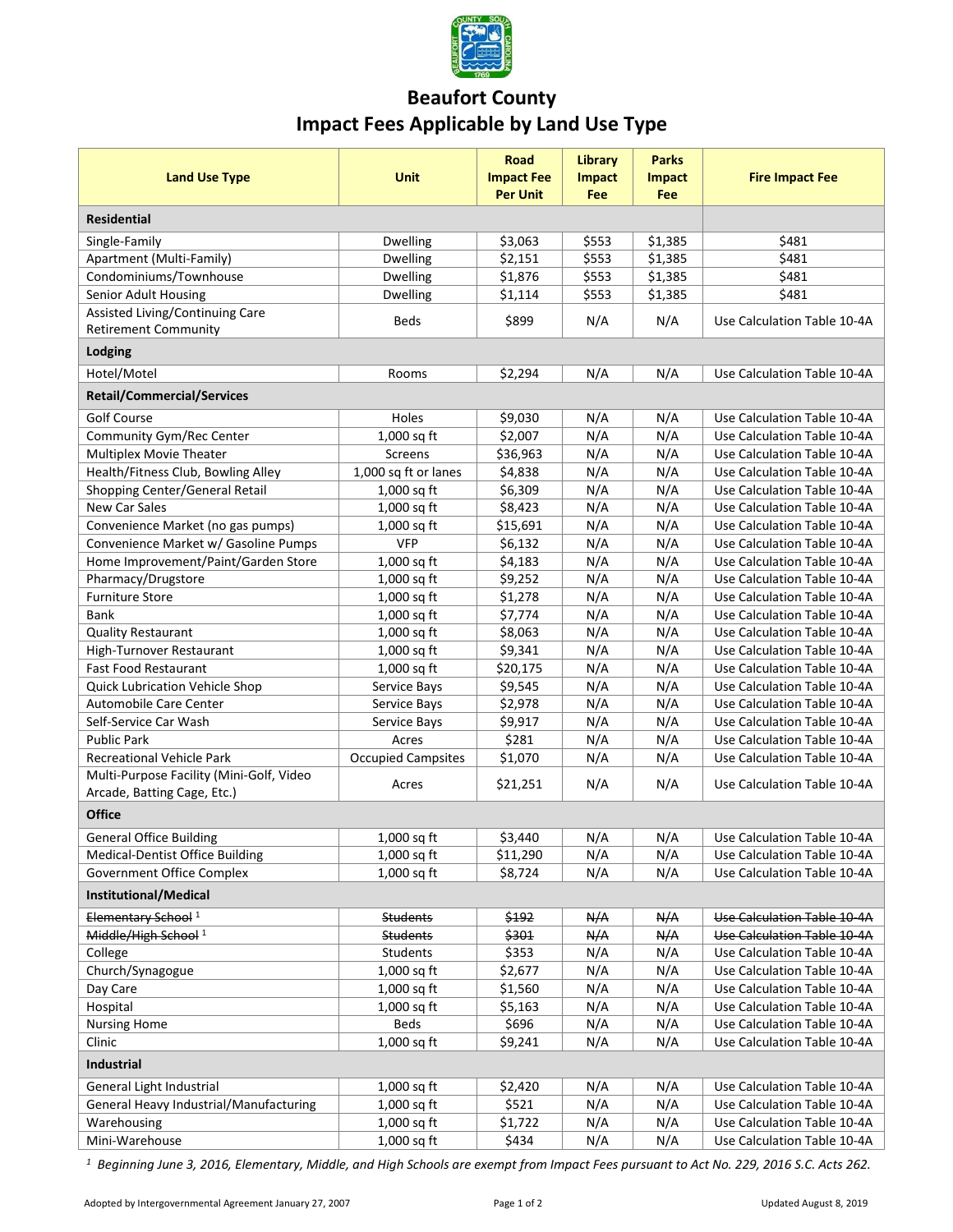# Beaufort County
## Impact Fees Applicable by Land Use Type

| Land Use Type | Unit | Road Impact Fee Per Unit | Library Impact Fee | Parks Impact Fee | Fire Impact Fee |
|---|---|---|---|---|---|
| **Residential** | | | | | |
| Single-Family | Dwelling | $3,063 | $553 | $1,385 | $481 |
| Apartment (Multi-Family) | Dwelling | $2,151 | $553 | $1,385 | $481 |
| Condominiums/Townhouse | Dwelling | $1,876 | $553 | $1,385 | $481 |
| Senior Adult Housing | Dwelling | $1,114 | $553 | $1,385 | $481 |
| Assisted Living/Continuing Care Retirement Community | Beds | $899 | N/A | N/A | Use Calculation Table 10-4A |
| **Lodging** | | | | | |
| Hotel/Motel | Rooms | $2,294 | N/A | N/A | Use Calculation Table 10-4A |
| **Retail/Commercial/Services** | | | | | |
| Golf Course | Holes | $9,030 | N/A | N/A | Use Calculation Table 10-4A |
| Community Gym/Rec Center | 1,000 sq ft | $2,007 | N/A | N/A | Use Calculation Table 10-4A |
| Multiplex Movie Theater | Screens | $36,963 | N/A | N/A | Use Calculation Table 10-4A |
| Health/Fitness Club, Bowling Alley | 1,000 sq ft or lanes | $4,838 | N/A | N/A | Use Calculation Table 10-4A |
| Shopping Center/General Retail | 1,000 sq ft | $6,309 | N/A | N/A | Use Calculation Table 10-4A |
| New Car Sales | 1,000 sq ft | $8,423 | N/A | N/A | Use Calculation Table 10-4A |
| Convenience Market (no gas pumps) | 1,000 sq ft | $15,691 | N/A | N/A | Use Calculation Table 10-4A |
| Convenience Market w/ Gasoline Pumps | VFP | $6,132 | N/A | N/A | Use Calculation Table 10-4A |
| Home Improvement/Paint/Garden Store | 1,000 sq ft | $4,183 | N/A | N/A | Use Calculation Table 10-4A |
| Pharmacy/Drugstore | 1,000 sq ft | $9,252 | N/A | N/A | Use Calculation Table 10-4A |
| Furniture Store | 1,000 sq ft | $1,278 | N/A | N/A | Use Calculation Table 10-4A |
| Bank | 1,000 sq ft | $7,774 | N/A | N/A | Use Calculation Table 10-4A |
| Quality Restaurant | 1,000 sq ft | $8,063 | N/A | N/A | Use Calculation Table 10-4A |
| High-Turnover Restaurant | 1,000 sq ft | $9,341 | N/A | N/A | Use Calculation Table 10-4A |
| Fast Food Restaurant | 1,000 sq ft | $20,175 | N/A | N/A | Use Calculation Table 10-4A |
| Quick Lubrication Vehicle Shop | Service Bays | $9,545 | N/A | N/A | Use Calculation Table 10-4A |
| Automobile Care Center | Service Bays | $2,978 | N/A | N/A | Use Calculation Table 10-4A |
| Self-Service Car Wash | Service Bays | $9,917 | N/A | N/A | Use Calculation Table 10-4A |
| Public Park | Acres | $281 | N/A | N/A | Use Calculation Table 10-4A |
| Recreational Vehicle Park | Occupied Campsites | $1,070 | N/A | N/A | Use Calculation Table 10-4A |
| Multi-Purpose Facility (Mini-Golf, Video Arcade, Batting Cage, Etc.) | Acres | $21,251 | N/A | N/A | Use Calculation Table 10-4A |
| **Office** | | | | | |
| General Office Building | 1,000 sq ft | $3,440 | N/A | N/A | Use Calculation Table 10-4A |
| Medical-Dentist Office Building | 1,000 sq ft | $11,290 | N/A | N/A | Use Calculation Table 10-4A |
| Government Office Complex | 1,000 sq ft | $8,724 | N/A | N/A | Use Calculation Table 10-4A |
| **Institutional/Medical** | | | | | |
| ~~Elementary School~~ [1] | ~~Students~~ | ~~$192~~ | ~~N/A~~ | ~~N/A~~ | ~~Use Calculation Table 10-4A~~ |
| ~~Middle/High School~~ [1] | ~~Students~~ | ~~$301~~ | ~~N/A~~ | ~~N/A~~ | ~~Use Calculation Table 10-4A~~ |
| College | Students | $353 | N/A | N/A | Use Calculation Table 10-4A |
| Church/Synagogue | 1,000 sq ft | $2,677 | N/A | N/A | Use Calculation Table 10-4A |
| Day Care | 1,000 sq ft | $1,560 | N/A | N/A | Use Calculation Table 10-4A |
| Hospital | 1,000 sq ft | $5,163 | N/A | N/A | Use Calculation Table 10-4A |
| Nursing Home | Beds | $696 | N/A | N/A | Use Calculation Table 10-4A |
| Clinic | 1,000 sq ft | $9,241 | N/A | N/A | Use Calculation Table 10-4A |
| **Industrial** | | | | | |
| General Light Industrial | 1,000 sq ft | $2,420 | N/A | N/A | Use Calculation Table 10-4A |
| General Heavy Industrial/Manufacturing | 1,000 sq ft | $521 | N/A | N/A | Use Calculation Table 10-4A |
| Warehousing | 1,000 sq ft | $1,722 | N/A | N/A | Use Calculation Table 10-4A |
| Mini-Warehouse | 1,000 sq ft | $434 | N/A | N/A | Use Calculation Table 10-4A |

*[1] Beginning June 3, 2016, Elementary, Middle, and High Schools are exempt from Impact Fees pursuant to Act No. 229, 2016 S.C. Acts 262.*

Adopted by Intergovernmental Agreement January 27, 2007

Updated August 8, 2019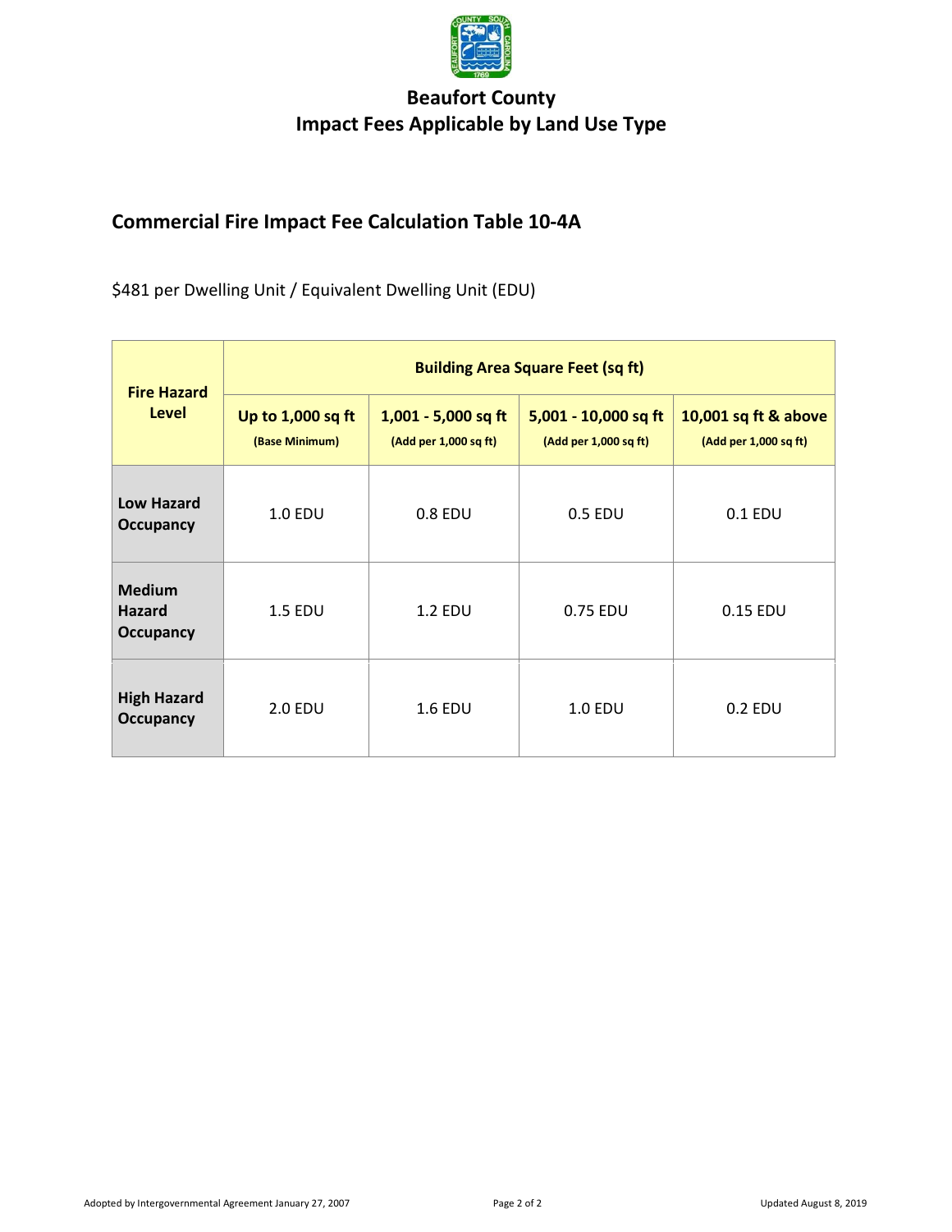# Beaufort County
# Impact Fees Applicable by Land Use Type

## Commercial Fire Impact Fee Calculation Table 10-4A

$481 per Dwelling Unit / Equivalent Dwelling Unit (EDU)

| Fire Hazard Level | Building Area Square Feet (sq ft) | | | |
|---|---|---|---|---|
| | Up to 1,000 sq ft (Base Minimum) | 1,001 - 5,000 sq ft (Add per 1,000 sq ft) | 5,001 - 10,000 sq ft (Add per 1,000 sq ft) | 10,001 sq ft & above (Add per 1,000 sq ft) |
| **Low Hazard Occupancy** | 1.0 EDU | 0.8 EDU | 0.5 EDU | 0.1 EDU |
| **Medium Hazard Occupancy** | 1.5 EDU | 1.2 EDU | 0.75 EDU | 0.15 EDU |
| **High Hazard Occupancy** | 2.0 EDU | 1.6 EDU | 1.0 EDU | 0.2 EDU |

Adopted by Intergovernmental Agreement January 27, 2007

Updated August 8, 2019